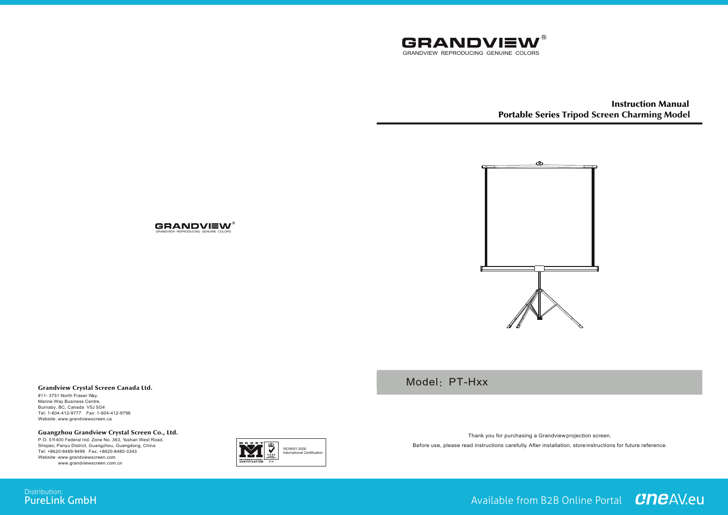GRANDVIEW®
GRANDVIEW REPRODUCING GENUINE COLORS

# Instruction Manual
## Portable Series Tripod Screen Charming Model

Model：PT-Hxx

Thank you for purchasing a Grandview projection screen.

Before use, please read instructions carefully. After installation, store instructions for future reference.

GRANDVIEW®
GRANDVIEW REPRODUCING GENUINE COLORS

**Grandview Crystal Screen Canada Ltd.**

#11- 3751 North Fraser Way,
Marine Way Business Centre,
Burnaby, BC, Canada V5J 5G4
Tel: 1-604-412-9777 Fax: 1-604-412-9796
Website: www.grandviewscreen.ca

**Guangzhou Grandview Crystal Screen Co., Ltd.**

P.O. 511400 Federal Ind. Zone No. 363, Yushan West Road,
Shiqiao, Panyu District, Guangzhou, Guangdong, China
Tel: +8620-8489-9499 Fax: +8620-8480-3343
Website: www.grandviewscreen.com
www.grandviewscreen.com.cn

MOODY INTERNATIONAL CERTIFICATION 014 — ISO9001:2000 International Certification

Distribution:
PureLink GmbH

Available from B2B Online Portal oneAV.eu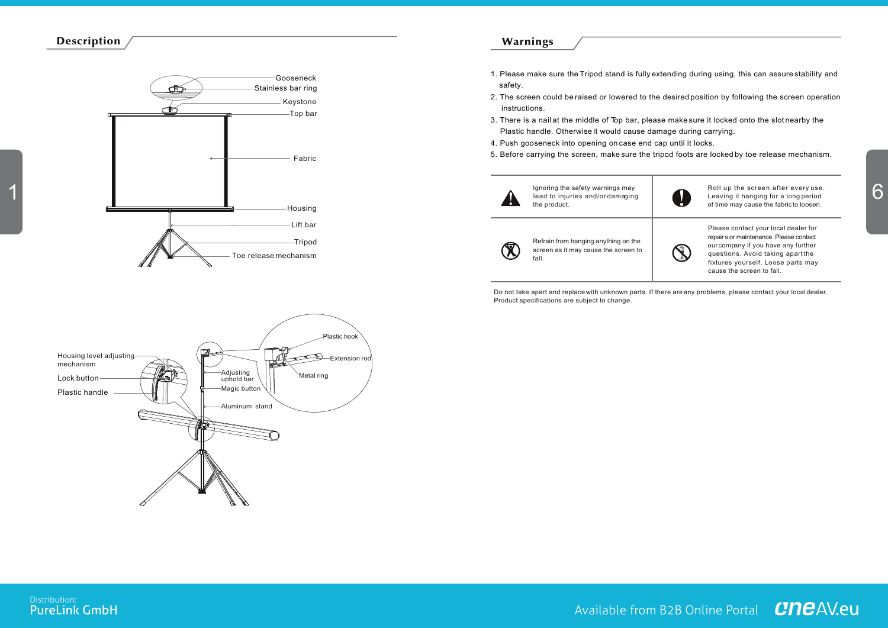## Description

Gooseneck
Stainless bar ring
Keystone
Top bar
Fabric
Housing
Lift bar
Tripod
Toe release mechanism

Housing level adjusting mechanism
Lock button
Plastic handle
Adjusting uphold bar
Magic button
Aluminum stand
Plastic hook
Extension rod
Metal ring

## Warnings

1. Please make sure the Tripod stand is fully extending during using, this can assure stability and safety.
2. The screen could be raised or lowered to the desired position by following the screen operation instructions.
3. There is a nail at the middle of Top bar, please make sure it locked onto the slot nearby the Plastic handle. Otherwise it would cause damage during carrying.
4. Push gooseneck into opening on case end cap until it locks.
5. Before carrying the screen, make sure the tripod foots are locked by toe release mechanism.

| | | | |
|---|---|---|---|
| ⚠ | Ignoring the safety warnings may lead to injuries and/or damaging the product. | ❗ | Roll up the screen after every use. Leaving it hanging for a long period of time may cause the fabric to loosen. |
| ⊗ | Refrain from hanging anything on the screen as it may cause the screen to fall. | ⊗ | Please contact your local dealer for repairs or maintenance. Please contact our company if you have any further questions. Avoid taking apart the fixtures yourself. Loose parts may cause the screen to fall. |

Do not take apart and replace with unknown parts. If there are any problems, please contact your local dealer. Product specifications are subject to change.

Distribution:
PureLink GmbH

Available from B2B Online Portal oneAV.eu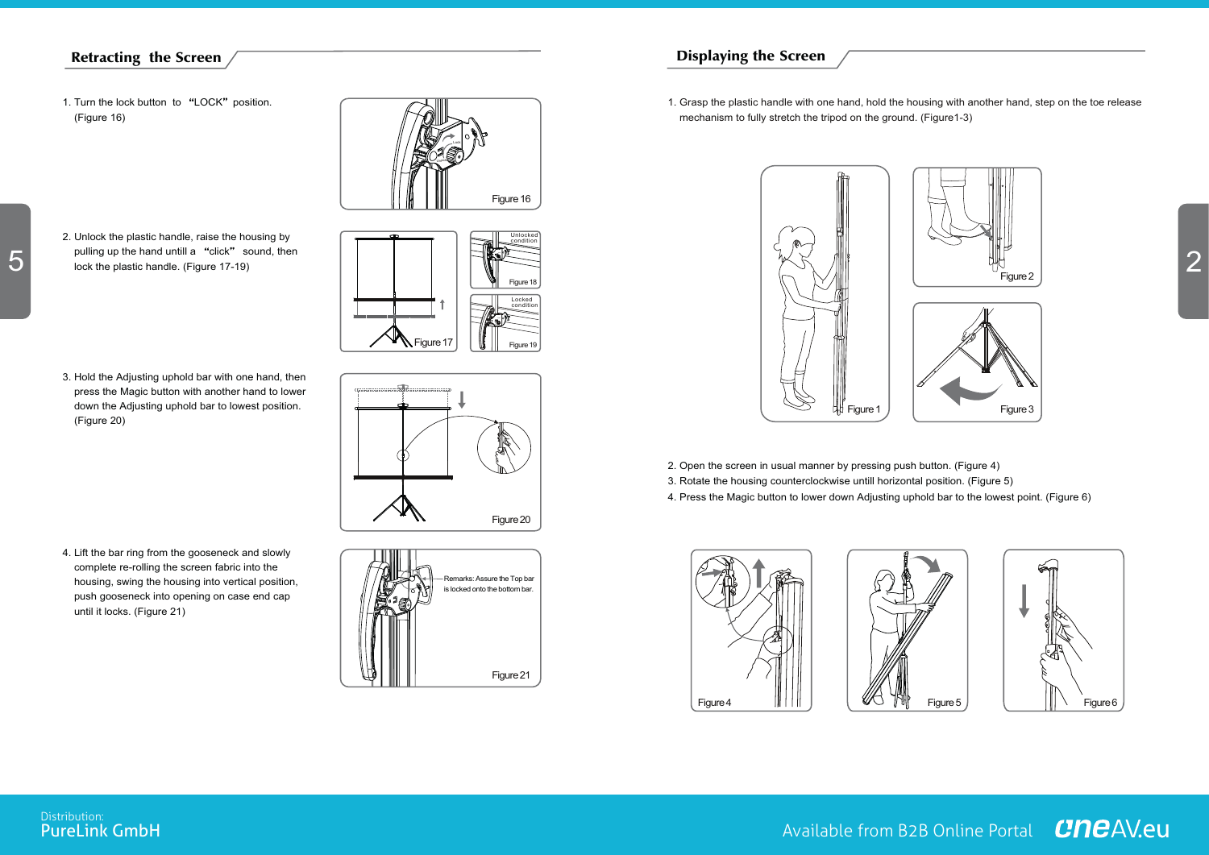## Retracting the Screen

1. Turn the lock button to “LOCK” position. (Figure 16)

Figure 16

2. Unlock the plastic handle, raise the housing by pulling up the hand untill a “click” sound, then lock the plastic handle. (Figure 17-19)

Figure 17

Unlocked condition

Figure 18

Locked condition

Figure 19

3. Hold the Adjusting uphold bar with one hand, then press the Magic button with another hand to lower down the Adjusting uphold bar to lowest position. (Figure 20)

Figure 20

4. Lift the bar ring from the gooseneck and slowly complete re-rolling the screen fabric into the housing, swing the housing into vertical position, push gooseneck into opening on case end cap until it locks. (Figure 21)

Remarks: Assure the Top bar is locked onto the bottom bar.

Figure 21

## Displaying the Screen

1. Grasp the plastic handle with one hand, hold the housing with another hand, step on the toe release mechanism to fully stretch the tripod on the ground. (Figure1-3)

Figure 1

Figure 2

Figure 3

2. Open the screen in usual manner by pressing push button. (Figure 4)
3. Rotate the housing counterclockwise untill horizontal position. (Figure 5)
4. Press the Magic button to lower down Adjusting uphold bar to the lowest point. (Figure 6)

Figure 4

Figure 5

Figure 6

Distribution:
PureLink GmbH

Available from B2B Online Portal oneAV.eu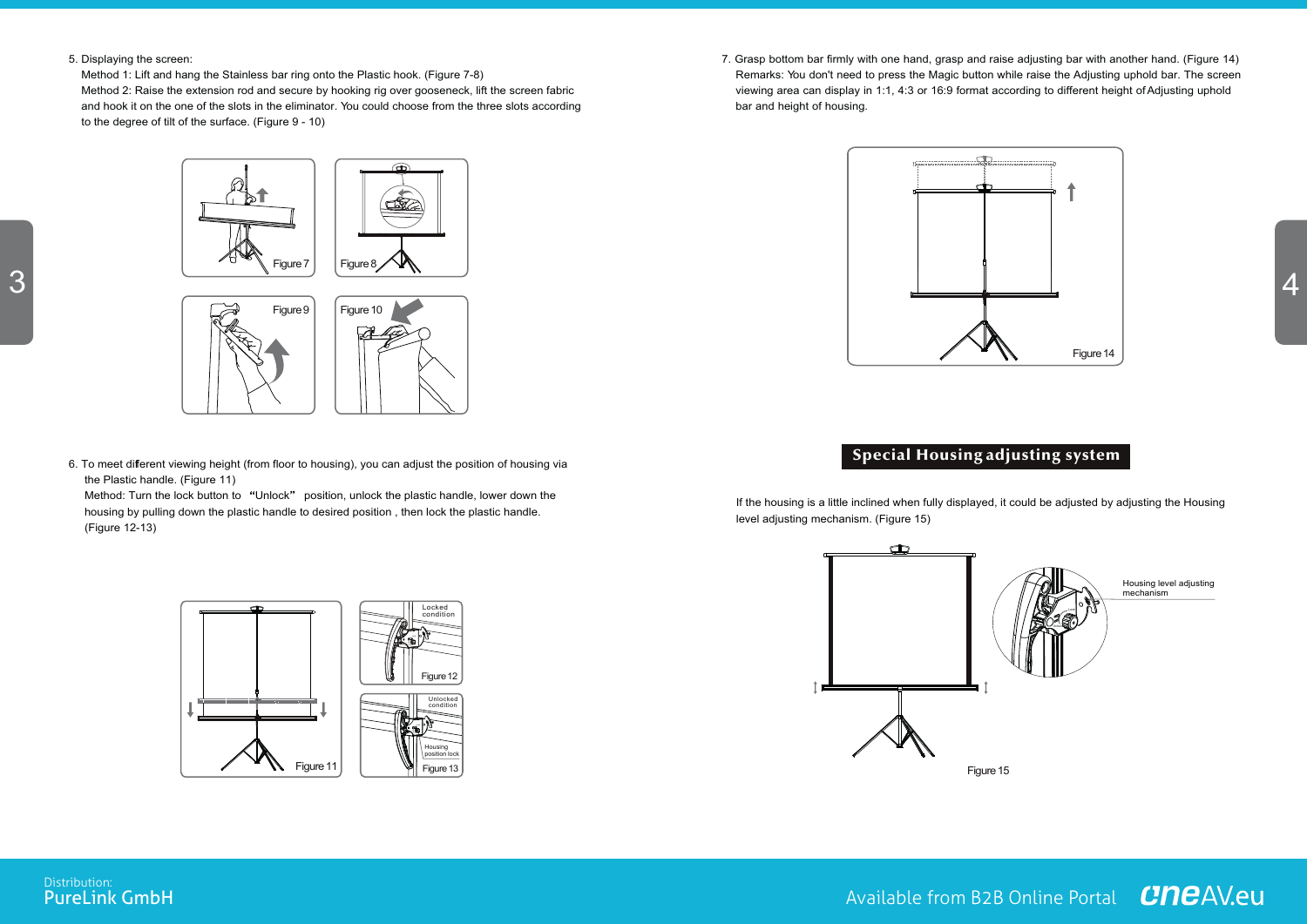5. Displaying the screen:
   Method 1: Lift and hang the Stainless bar ring onto the Plastic hook. (Figure 7-8)
   Method 2: Raise the extension rod and secure by hooking rig over gooseneck, lift the screen fabric and hook it on the one of the slots in the eliminator. You could choose from the three slots according to the degree of tilt of the surface. (Figure 9 - 10)

Figure 7

Figure 8

Figure 9

Figure 10

6. To meet different viewing height (from floor to housing), you can adjust the position of housing via the Plastic handle. (Figure 11)
   Method: Turn the lock button to "Unlock" position, unlock the plastic handle, lower down the housing by pulling down the plastic handle to desired position , then lock the plastic handle. (Figure 12-13)

Figure 11

Locked condition

Figure 12

Unlocked condition

Housing position lock

Figure 13

7. Grasp bottom bar firmly with one hand, grasp and raise adjusting bar with another hand. (Figure 14)
   Remarks: You don't need to press the Magic button while raise the Adjusting uphold bar. The screen viewing area can display in 1:1, 4:3 or 16:9 format according to different height of Adjusting uphold bar and height of housing.

Figure 14

## Special Housing adjusting system

If the housing is a little inclined when fully displayed, it could be adjusted by adjusting the Housing level adjusting mechanism. (Figure 15)

Housing level adjusting mechanism

Figure 15

Distribution:
PureLink GmbH

Available from B2B Online Portal oneAV.eu